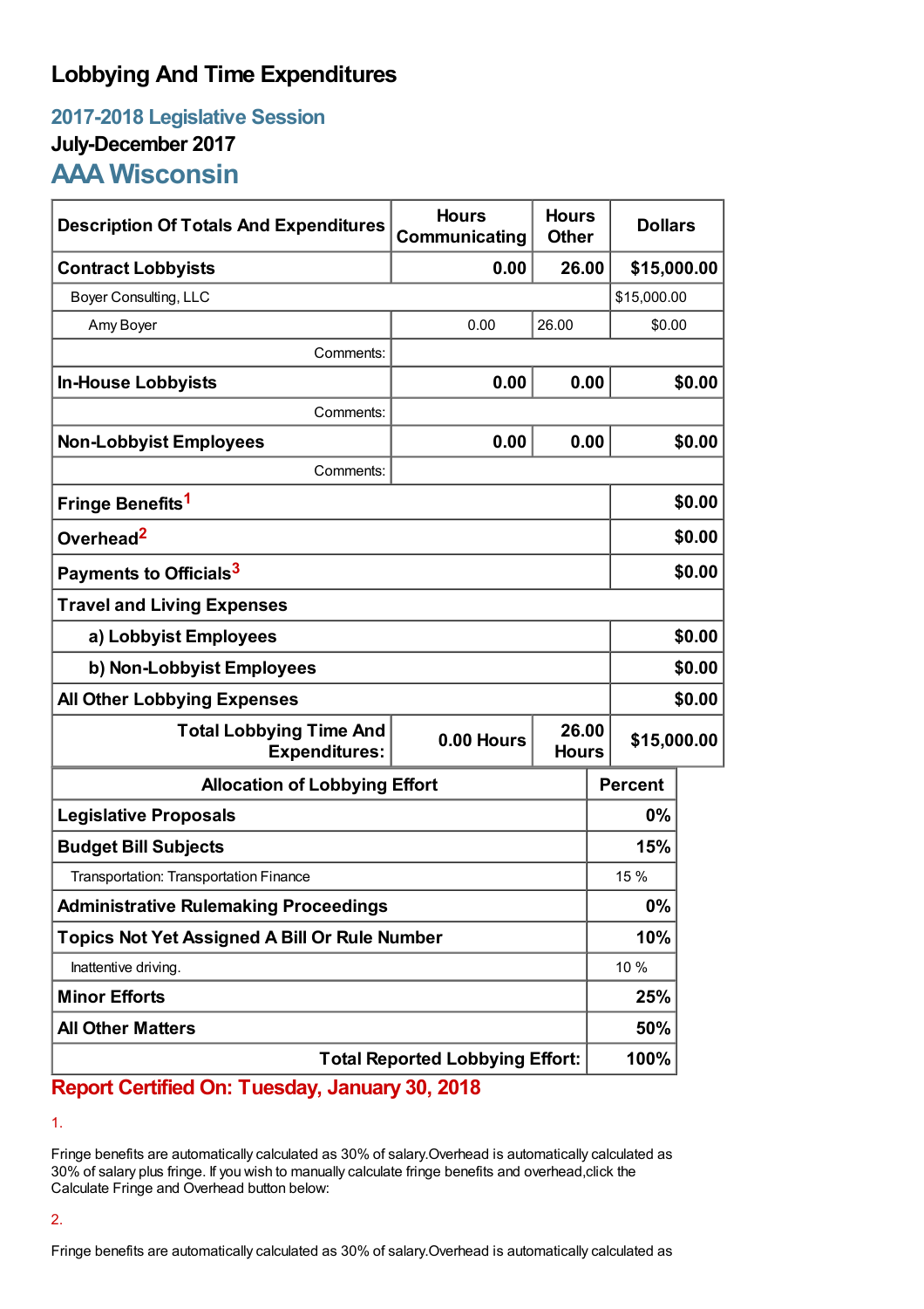# Lobbying And Time Expenditures

## 2017-2018 Legislative Session

### July-December 2017

## AAA Wisconsin

| Description Of Totals And Expenditures | Hours Communicating | Hours Other | Dollars |
|---|---|---|---|
| **Contract Lobbyists** | **0.00** | **26.00** | **$15,000.00** |
| Boyer Consulting, LLC | | | $15,000.00 |
| Amy Boyer | 0.00 | 26.00 | $0.00 |
| Comments: | | | |
| **In-House Lobbyists** | **0.00** | **0.00** | **$0.00** |
| Comments: | | | |
| **Non-Lobbyist Employees** | **0.00** | **0.00** | **$0.00** |
| Comments: | | | |
| **Fringe Benefits**[1] | | | **$0.00** |
| **Overhead**[2] | | | **$0.00** |
| **Payments to Officials**[3] | | | **$0.00** |
| **Travel and Living Expenses** | | | |
| **a) Lobbyist Employees** | | | **$0.00** |
| **b) Non-Lobbyist Employees** | | | **$0.00** |
| **All Other Lobbying Expenses** | | | **$0.00** |
| **Total Lobbying Time And Expenditures:** | **0.00 Hours** | **26.00 Hours** | **$15,000.00** |

| Allocation of Lobbying Effort | Percent |
|---|---|
| **Legislative Proposals** | **0%** |
| **Budget Bill Subjects** | **15%** |
| Transportation: Transportation Finance | 15 % |
| **Administrative Rulemaking Proceedings** | **0%** |
| **Topics Not Yet Assigned A Bill Or Rule Number** | **10%** |
| Inattentive driving. | 10 % |
| **Minor Efforts** | **25%** |
| **All Other Matters** | **50%** |
| **Total Reported Lobbying Effort:** | **100%** |

**Report Certified On: Tuesday, January 30, 2018**

1.

Fringe benefits are automatically calculated as 30% of salary.Overhead is automatically calculated as 30% of salary plus fringe. If you wish to manually calculate fringe benefits and overhead,click the Calculate Fringe and Overhead button below:

2.

Fringe benefits are automatically calculated as 30% of salary.Overhead is automatically calculated as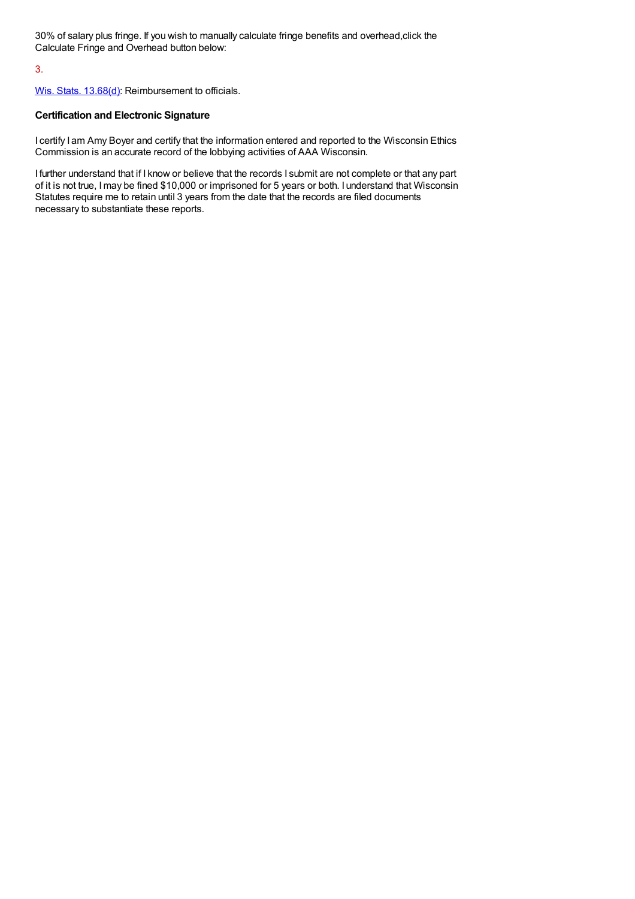30% of salary plus fringe. If you wish to manually calculate fringe benefits and overhead,click the Calculate Fringe and Overhead button below:

3.

[Wis. Stats. 13.68(d)](): Reimbursement to officials.

**Certification and Electronic Signature**

I certify I am Amy Boyer and certify that the information entered and reported to the Wisconsin Ethics Commission is an accurate record of the lobbying activities of AAA Wisconsin.

I further understand that if I know or believe that the records I submit are not complete or that any part of it is not true, I may be fined $10,000 or imprisoned for 5 years or both. I understand that Wisconsin Statutes require me to retain until 3 years from the date that the records are filed documents necessary to substantiate these reports.